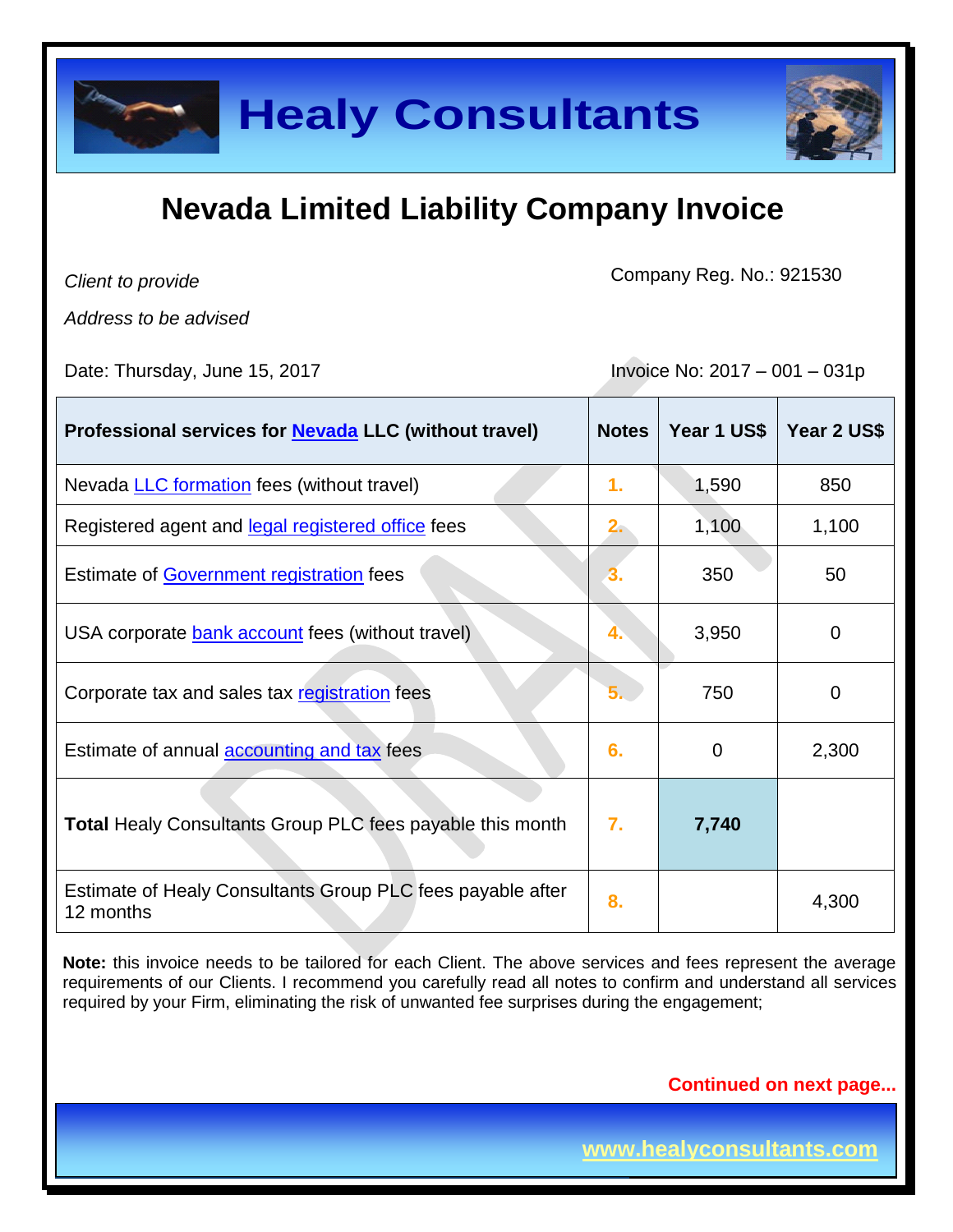# Healy Consultants

## Nevada Limited Liability Company Invoice

*Client to provide*

*Address to be advised*

Company Reg. No.: 921530

Date: Thursday, June 15, 2017

Invoice No: 2017 – 001 – 031p

| Professional services for Nevada LLC (without travel) | Notes | Year 1 US$ | Year 2 US$ |
|---|---|---|---|
| Nevada LLC formation fees (without travel) | 1. | 1,590 | 850 |
| Registered agent and legal registered office fees | 2. | 1,100 | 1,100 |
| Estimate of Government registration fees | 3. | 350 | 50 |
| USA corporate bank account fees (without travel) | 4. | 3,950 | 0 |
| Corporate tax and sales tax registration fees | 5. | 750 | 0 |
| Estimate of annual accounting and tax fees | 6. | 0 | 2,300 |
| **Total** Healy Consultants Group PLC fees payable this month | 7. | **7,740** | |
| Estimate of Healy Consultants Group PLC fees payable after 12 months | 8. | | 4,300 |

**Note:** this invoice needs to be tailored for each Client. The above services and fees represent the average requirements of our Clients. I recommend you carefully read all notes to confirm and understand all services required by your Firm, eliminating the risk of unwanted fee surprises during the engagement;

**Continued on next page...**

www.healyconsultants.com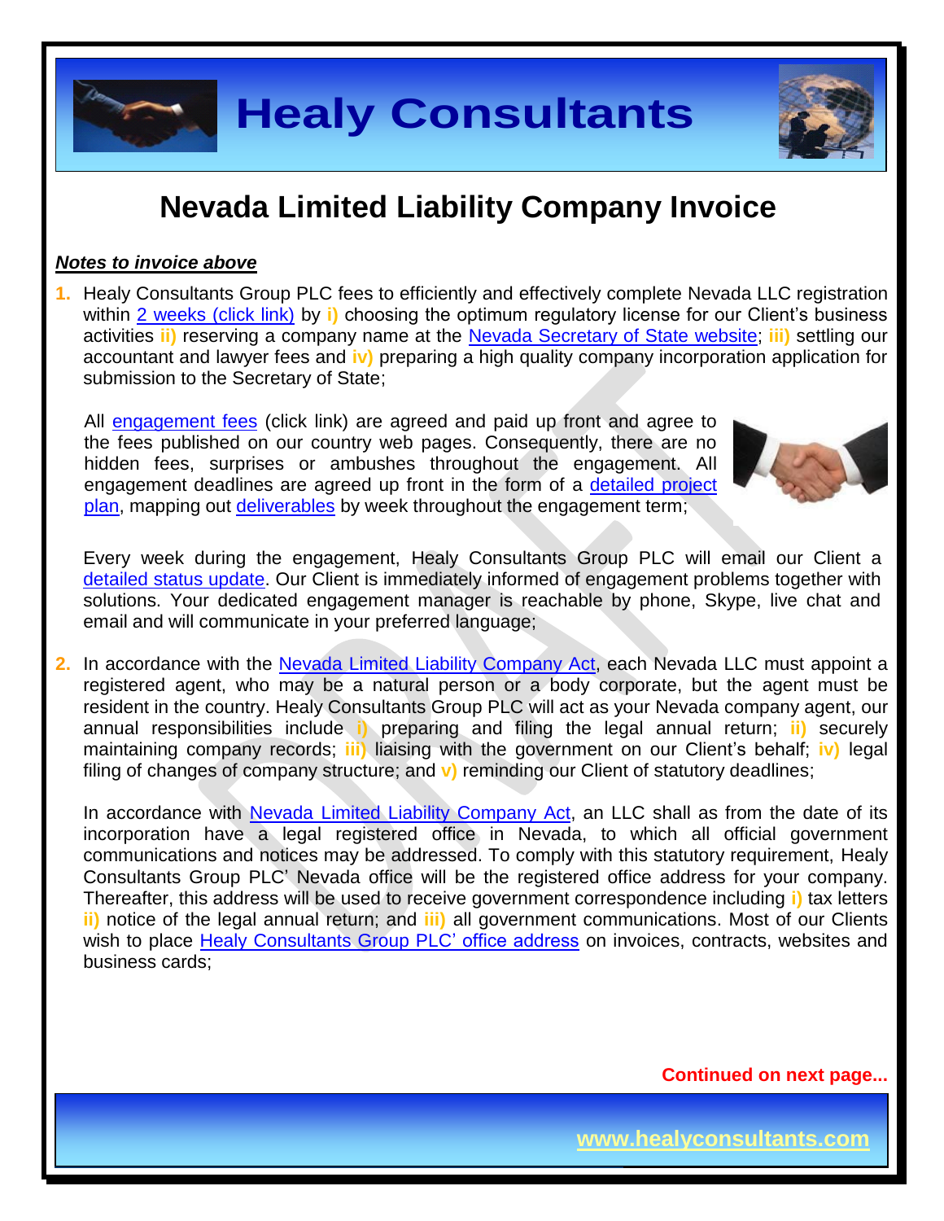# Nevada Limited Liability Company Invoice

***Notes to invoice above***

1. Healy Consultants Group PLC fees to efficiently and effectively complete Nevada LLC registration within 2 weeks (click link) by **i)** choosing the optimum regulatory license for our Client's business activities **ii)** reserving a company name at the Nevada Secretary of State website; **iii)** settling our accountant and lawyer fees and **iv)** preparing a high quality company incorporation application for submission to the Secretary of State;

   All engagement fees (click link) are agreed and paid up front and agree to the fees published on our country web pages. Consequently, there are no hidden fees, surprises or ambushes throughout the engagement. All engagement deadlines are agreed up front in the form of a detailed project plan, mapping out deliverables by week throughout the engagement term;

   Every week during the engagement, Healy Consultants Group PLC will email our Client a detailed status update. Our Client is immediately informed of engagement problems together with solutions. Your dedicated engagement manager is reachable by phone, Skype, live chat and email and will communicate in your preferred language;

2. In accordance with the Nevada Limited Liability Company Act, each Nevada LLC must appoint a registered agent, who may be a natural person or a body corporate, but the agent must be resident in the country. Healy Consultants Group PLC will act as your Nevada company agent, our annual responsibilities include **i)** preparing and filing the legal annual return; **ii)** securely maintaining company records; **iii)** liaising with the government on our Client's behalf; **iv)** legal filing of changes of company structure; and **v)** reminding our Client of statutory deadlines;

   In accordance with Nevada Limited Liability Company Act, an LLC shall as from the date of its incorporation have a legal registered office in Nevada, to which all official government communications and notices may be addressed. To comply with this statutory requirement, Healy Consultants Group PLC' Nevada office will be the registered office address for your company. Thereafter, this address will be used to receive government correspondence including **i)** tax letters **ii)** notice of the legal annual return; and **iii)** all government communications. Most of our Clients wish to place Healy Consultants Group PLC' office address on invoices, contracts, websites and business cards;

**Continued on next page...**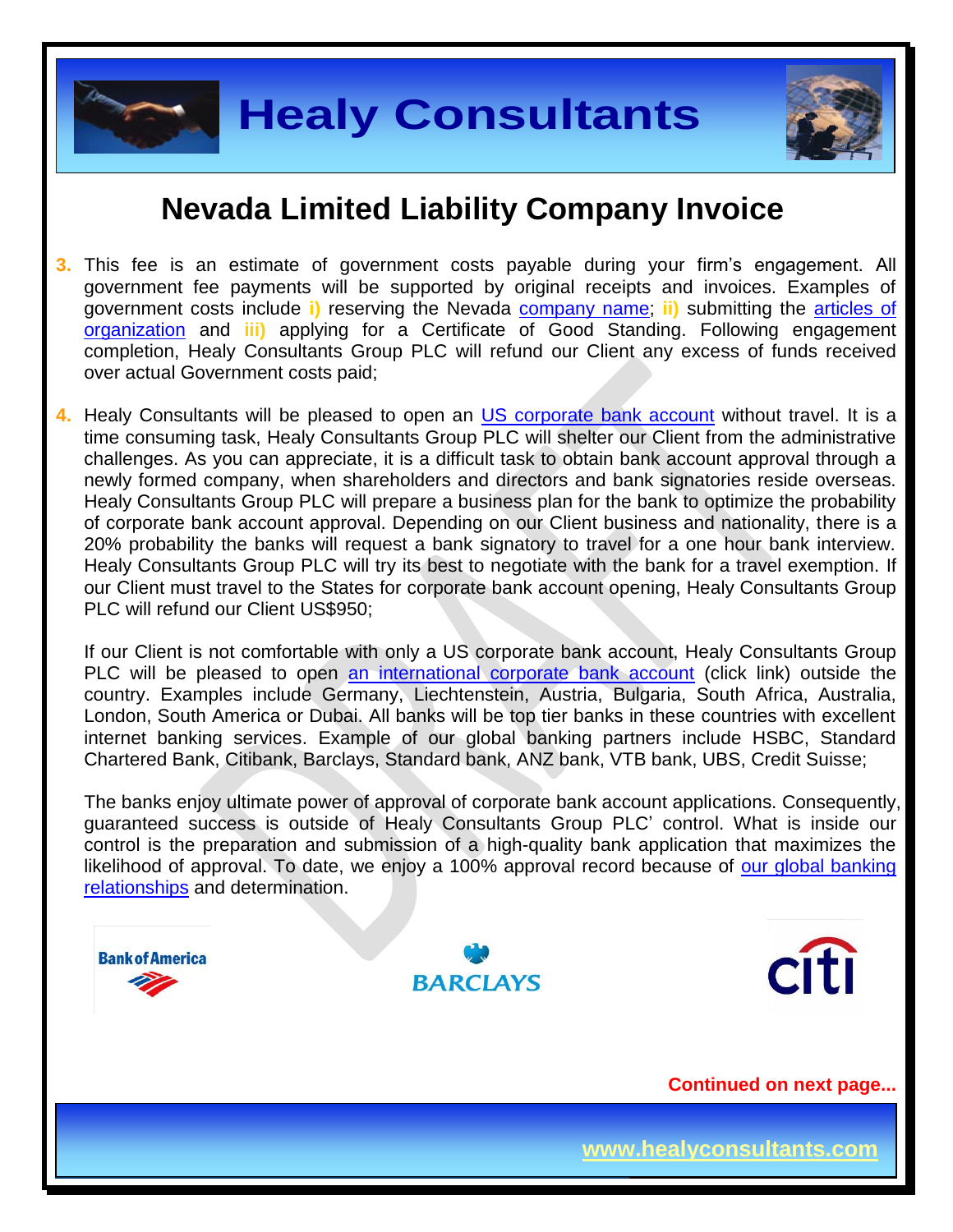# Nevada Limited Liability Company Invoice

3. This fee is an estimate of government costs payable during your firm's engagement. All government fee payments will be supported by original receipts and invoices. Examples of government costs include **i)** reserving the Nevada company name; **ii)** submitting the articles of organization and **iii)** applying for a Certificate of Good Standing. Following engagement completion, Healy Consultants Group PLC will refund our Client any excess of funds received over actual Government costs paid;

4. Healy Consultants will be pleased to open an US corporate bank account without travel. It is a time consuming task, Healy Consultants Group PLC will shelter our Client from the administrative challenges. As you can appreciate, it is a difficult task to obtain bank account approval through a newly formed company, when shareholders and directors and bank signatories reside overseas. Healy Consultants Group PLC will prepare a business plan for the bank to optimize the probability of corporate bank account approval. Depending on our Client business and nationality, there is a 20% probability the banks will request a bank signatory to travel for a one hour bank interview. Healy Consultants Group PLC will try its best to negotiate with the bank for a travel exemption. If our Client must travel to the States for corporate bank account opening, Healy Consultants Group PLC will refund our Client US$950;

   If our Client is not comfortable with only a US corporate bank account, Healy Consultants Group PLC will be pleased to open an international corporate bank account (click link) outside the country. Examples include Germany, Liechtenstein, Austria, Bulgaria, South Africa, Australia, London, South America or Dubai. All banks will be top tier banks in these countries with excellent internet banking services. Example of our global banking partners include HSBC, Standard Chartered Bank, Citibank, Barclays, Standard bank, ANZ bank, VTB bank, UBS, Credit Suisse;

   The banks enjoy ultimate power of approval of corporate bank account applications. Consequently, guaranteed success is outside of Healy Consultants Group PLC' control. What is inside our control is the preparation and submission of a high-quality bank application that maximizes the likelihood of approval. To date, we enjoy a 100% approval record because of our global banking relationships and determination.

**Continued on next page...**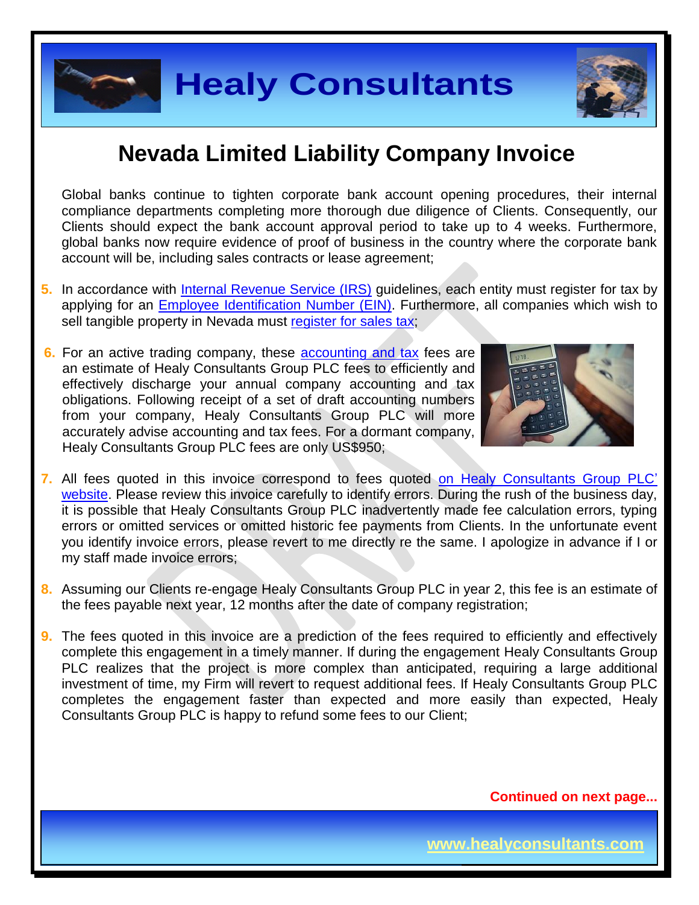# Nevada Limited Liability Company Invoice

Global banks continue to tighten corporate bank account opening procedures, their internal compliance departments completing more thorough due diligence of Clients. Consequently, our Clients should expect the bank account approval period to take up to 4 weeks. Furthermore, global banks now require evidence of proof of business in the country where the corporate bank account will be, including sales contracts or lease agreement;

5. In accordance with Internal Revenue Service (IRS) guidelines, each entity must register for tax by applying for an Employee Identification Number (EIN). Furthermore, all companies which wish to sell tangible property in Nevada must register for sales tax;

6. For an active trading company, these accounting and tax fees are an estimate of Healy Consultants Group PLC fees to efficiently and effectively discharge your annual company accounting and tax obligations. Following receipt of a set of draft accounting numbers from your company, Healy Consultants Group PLC will more accurately advise accounting and tax fees. For a dormant company, Healy Consultants Group PLC fees are only US$950;

7. All fees quoted in this invoice correspond to fees quoted on Healy Consultants Group PLC' website. Please review this invoice carefully to identify errors. During the rush of the business day, it is possible that Healy Consultants Group PLC inadvertently made fee calculation errors, typing errors or omitted services or omitted historic fee payments from Clients. In the unfortunate event you identify invoice errors, please revert to me directly re the same. I apologize in advance if I or my staff made invoice errors;

8. Assuming our Clients re-engage Healy Consultants Group PLC in year 2, this fee is an estimate of the fees payable next year, 12 months after the date of company registration;

9. The fees quoted in this invoice are a prediction of the fees required to efficiently and effectively complete this engagement in a timely manner. If during the engagement Healy Consultants Group PLC realizes that the project is more complex than anticipated, requiring a large additional investment of time, my Firm will revert to request additional fees. If Healy Consultants Group PLC completes the engagement faster than expected and more easily than expected, Healy Consultants Group PLC is happy to refund some fees to our Client;

**Continued on next page...**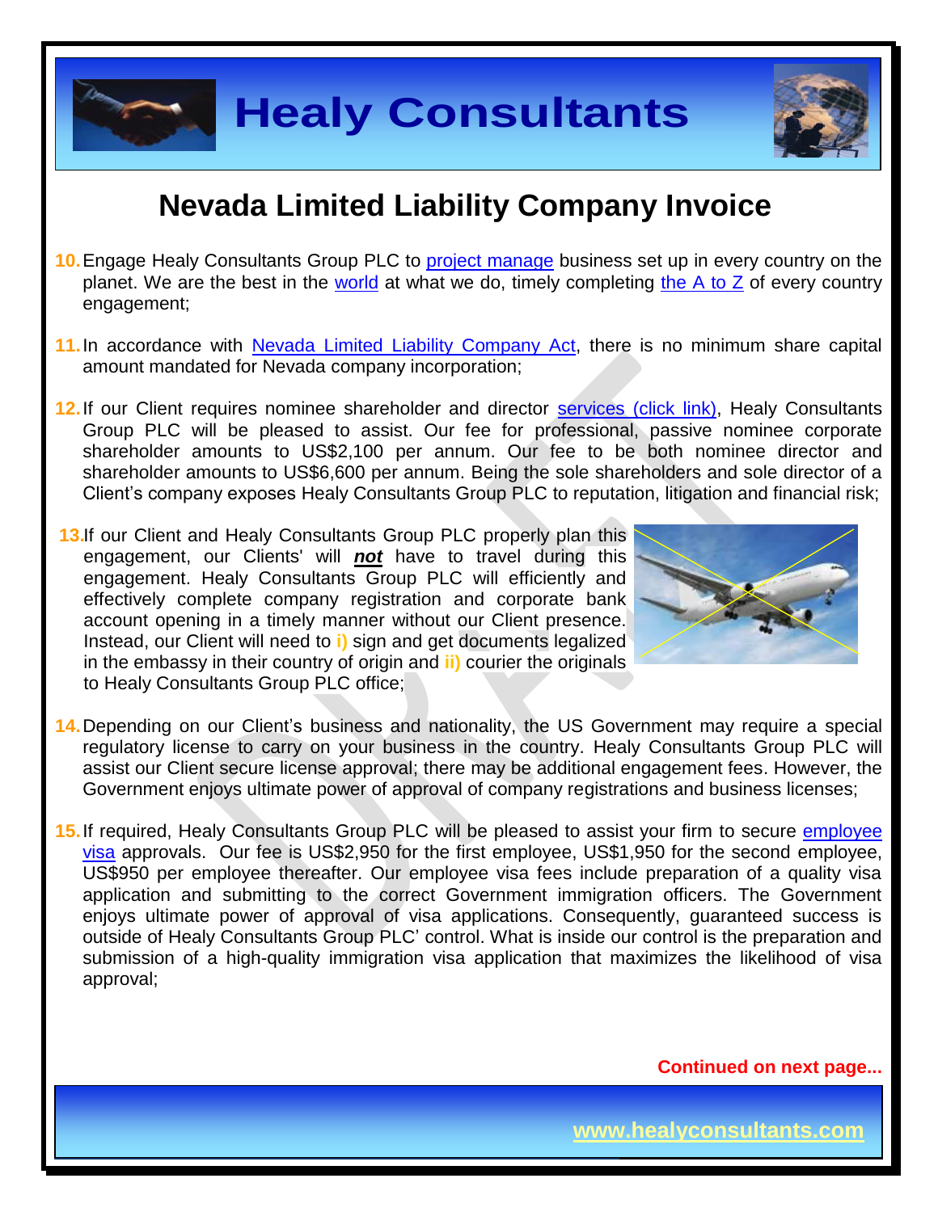# Nevada Limited Liability Company Invoice

10. Engage Healy Consultants Group PLC to project manage business set up in every country on the planet. We are the best in the world at what we do, timely completing the A to Z of every country engagement;

11. In accordance with Nevada Limited Liability Company Act, there is no minimum share capital amount mandated for Nevada company incorporation;

12. If our Client requires nominee shareholder and director services (click link), Healy Consultants Group PLC will be pleased to assist. Our fee for professional, passive nominee corporate shareholder amounts to US$2,100 per annum. Our fee to be both nominee director and shareholder amounts to US$6,600 per annum. Being the sole shareholders and sole director of a Client's company exposes Healy Consultants Group PLC to reputation, litigation and financial risk;

13. If our Client and Healy Consultants Group PLC properly plan this engagement, our Clients' will ***not*** have to travel during this engagement. Healy Consultants Group PLC will efficiently and effectively complete company registration and corporate bank account opening in a timely manner without our Client presence. Instead, our Client will need to **i)** sign and get documents legalized in the embassy in their country of origin and **ii)** courier the originals to Healy Consultants Group PLC office;

14. Depending on our Client's business and nationality, the US Government may require a special regulatory license to carry on your business in the country. Healy Consultants Group PLC will assist our Client secure license approval; there may be additional engagement fees. However, the Government enjoys ultimate power of approval of company registrations and business licenses;

15. If required, Healy Consultants Group PLC will be pleased to assist your firm to secure employee visa approvals. Our fee is US$2,950 for the first employee, US$1,950 for the second employee, US$950 per employee thereafter. Our employee visa fees include preparation of a quality visa application and submitting to the correct Government immigration officers. The Government enjoys ultimate power of approval of visa applications. Consequently, guaranteed success is outside of Healy Consultants Group PLC' control. What is inside our control is the preparation and submission of a high-quality immigration visa application that maximizes the likelihood of visa approval;

**Continued on next page...**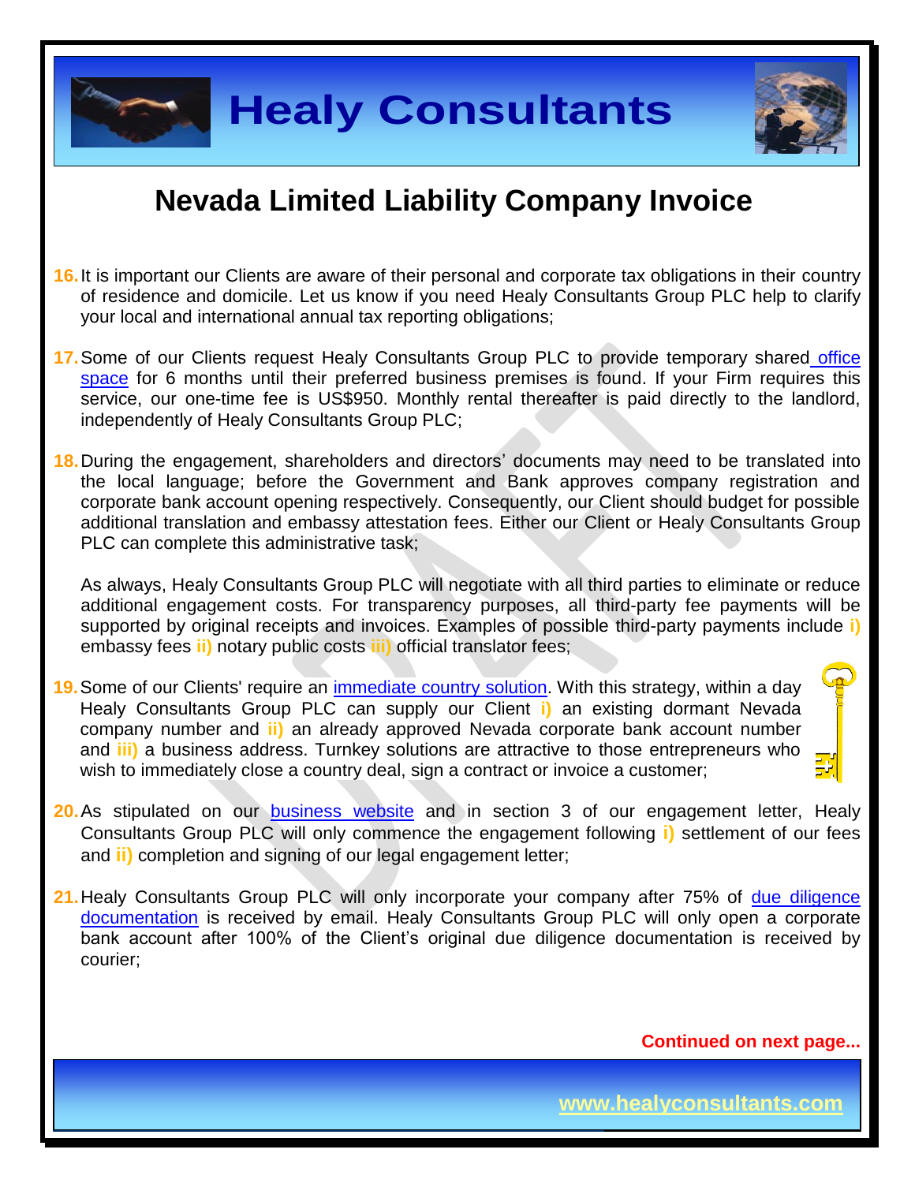# Nevada Limited Liability Company Invoice

16. It is important our Clients are aware of their personal and corporate tax obligations in their country of residence and domicile. Let us know if you need Healy Consultants Group PLC help to clarify your local and international annual tax reporting obligations;

17. Some of our Clients request Healy Consultants Group PLC to provide temporary shared office space for 6 months until their preferred business premises is found. If your Firm requires this service, our one-time fee is US$950. Monthly rental thereafter is paid directly to the landlord, independently of Healy Consultants Group PLC;

18. During the engagement, shareholders and directors' documents may need to be translated into the local language; before the Government and Bank approves company registration and corporate bank account opening respectively. Consequently, our Client should budget for possible additional translation and embassy attestation fees. Either our Client or Healy Consultants Group PLC can complete this administrative task;

    As always, Healy Consultants Group PLC will negotiate with all third parties to eliminate or reduce additional engagement costs. For transparency purposes, all third-party fee payments will be supported by original receipts and invoices. Examples of possible third-party payments include **i)** embassy fees **ii)** notary public costs **iii)** official translator fees;

19. Some of our Clients' require an immediate country solution. With this strategy, within a day Healy Consultants Group PLC can supply our Client **i)** an existing dormant Nevada company number and **ii)** an already approved Nevada corporate bank account number and **iii)** a business address. Turnkey solutions are attractive to those entrepreneurs who wish to immediately close a country deal, sign a contract or invoice a customer;

20. As stipulated on our business website and in section 3 of our engagement letter, Healy Consultants Group PLC will only commence the engagement following **i)** settlement of our fees and **ii)** completion and signing of our legal engagement letter;

21. Healy Consultants Group PLC will only incorporate your company after 75% of due diligence documentation is received by email. Healy Consultants Group PLC will only open a corporate bank account after 100% of the Client's original due diligence documentation is received by courier;

**Continued on next page...**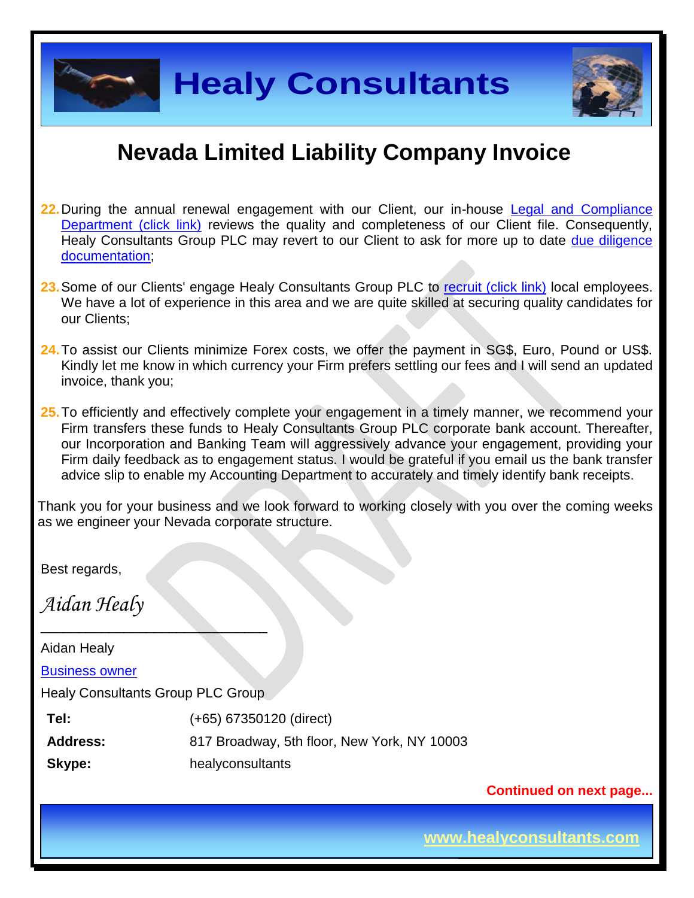# Nevada Limited Liability Company Invoice

22. During the annual renewal engagement with our Client, our in-house Legal and Compliance Department (click link) reviews the quality and completeness of our Client file. Consequently, Healy Consultants Group PLC may revert to our Client to ask for more up to date due diligence documentation;

23. Some of our Clients' engage Healy Consultants Group PLC to recruit (click link) local employees. We have a lot of experience in this area and we are quite skilled at securing quality candidates for our Clients;

24. To assist our Clients minimize Forex costs, we offer the payment in SG$, Euro, Pound or US$. Kindly let me know in which currency your Firm prefers settling our fees and I will send an updated invoice, thank you;

25. To efficiently and effectively complete your engagement in a timely manner, we recommend your Firm transfers these funds to Healy Consultants Group PLC corporate bank account. Thereafter, our Incorporation and Banking Team will aggressively advance your engagement, providing your Firm daily feedback as to engagement status. I would be grateful if you email us the bank transfer advice slip to enable my Accounting Department to accurately and timely identify bank receipts.

Thank you for your business and we look forward to working closely with you over the coming weeks as we engineer your Nevada corporate structure.

Best regards,

*Aidan Healy*

______________________________

Aidan Healy

Business owner

Healy Consultants Group PLC Group

| | |
|---|---|
| **Tel:** | (+65) 67350120 (direct) |
| **Address:** | 817 Broadway, 5th floor, New York, NY 10003 |
| **Skype:** | healyconsultants |

**Continued on next page...**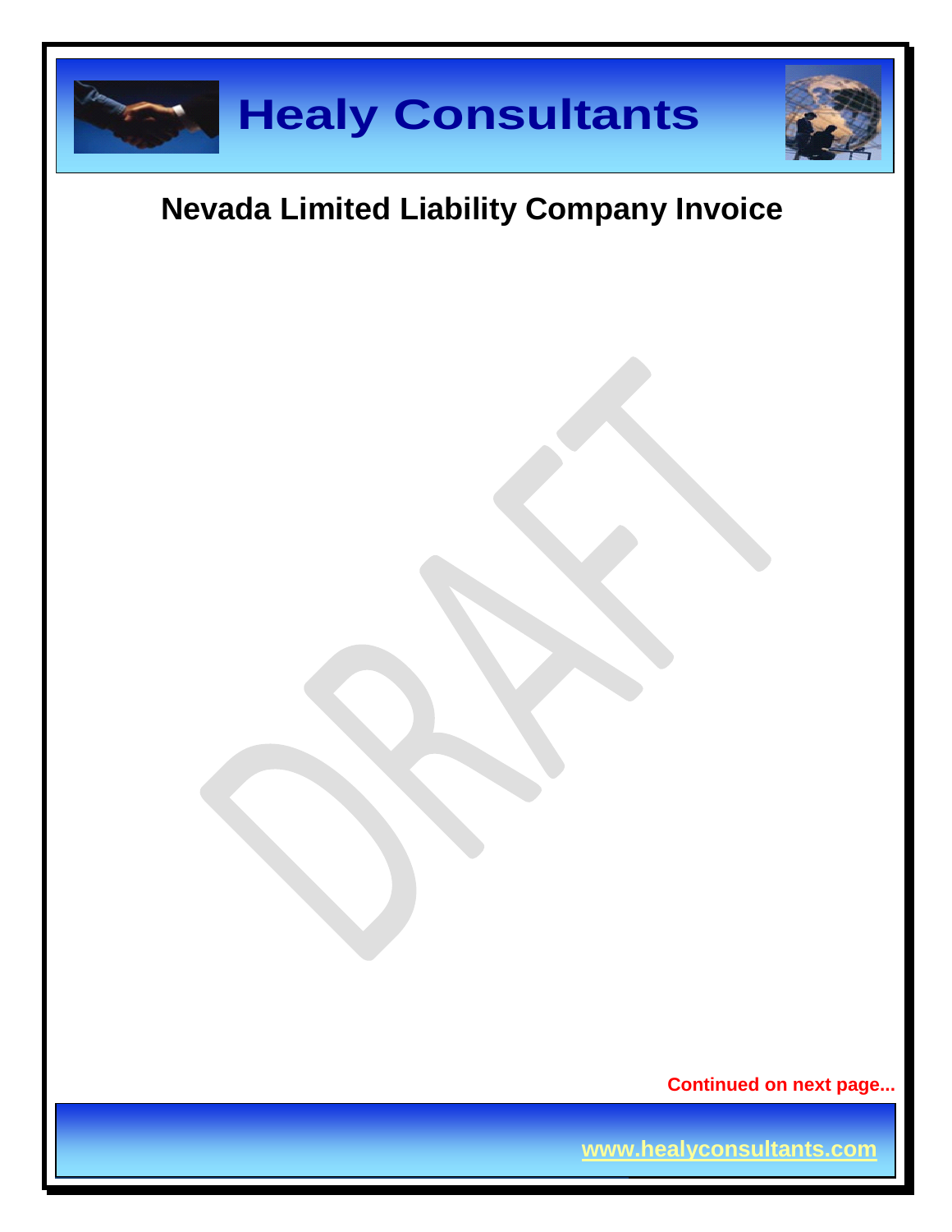# Nevada Limited Liability Company Invoice

Continued on next page...